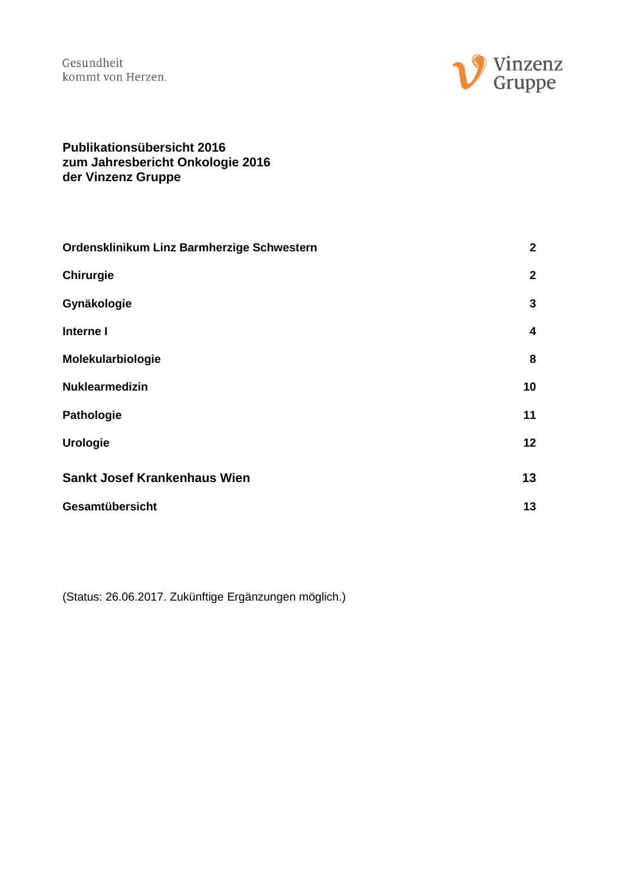Gesundheit
kommt von Herzen.

Vinzenz Gruppe

# Publikationsübersicht 2016
# zum Jahresbericht Onkologie 2016
# der Vinzenz Gruppe

| | |
|---|---|
| **Ordensklinikum Linz Barmherzige Schwestern** | **2** |
| **Chirurgie** | **2** |
| **Gynäkologie** | **3** |
| **Interne I** | **4** |
| **Molekularbiologie** | **8** |
| **Nuklearmedizin** | **10** |
| **Pathologie** | **11** |
| **Urologie** | **12** |
| **Sankt Josef Krankenhaus Wien** | **13** |
| **Gesamtübersicht** | **13** |

(Status: 26.06.2017. Zukünftige Ergänzungen möglich.)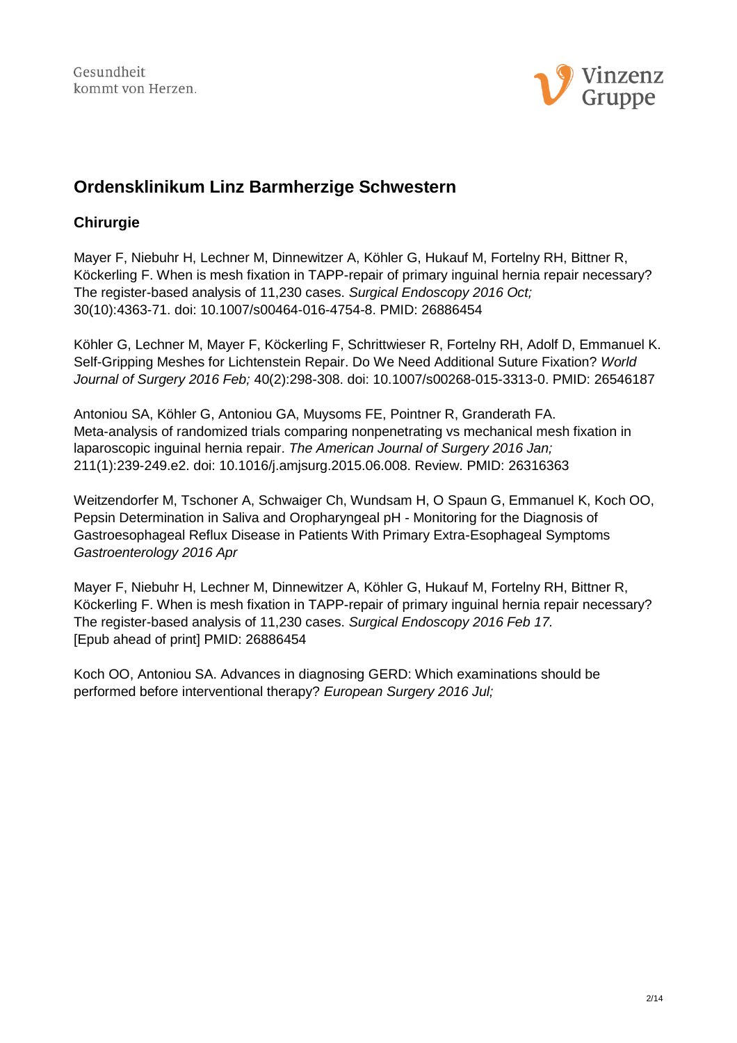## Ordensklinikum Linz Barmherzige Schwestern

### Chirurgie

Mayer F, Niebuhr H, Lechner M, Dinnewitzer A, Köhler G, Hukauf M, Fortelny RH, Bittner R, Köckerling F. When is mesh fixation in TAPP-repair of primary inguinal hernia repair necessary? The register-based analysis of 11,230 cases. *Surgical Endoscopy 2016 Oct;* 30(10):4363-71. doi: 10.1007/s00464-016-4754-8. PMID: 26886454

Köhler G, Lechner M, Mayer F, Köckerling F, Schrittwieser R, Fortelny RH, Adolf D, Emmanuel K. Self-Gripping Meshes for Lichtenstein Repair. Do We Need Additional Suture Fixation? *World Journal of Surgery 2016 Feb;* 40(2):298-308. doi: 10.1007/s00268-015-3313-0. PMID: 26546187

Antoniou SA, Köhler G, Antoniou GA, Muysoms FE, Pointner R, Granderath FA. Meta-analysis of randomized trials comparing nonpenetrating vs mechanical mesh fixation in laparoscopic inguinal hernia repair. *The American Journal of Surgery 2016 Jan;* 211(1):239-249.e2. doi: 10.1016/j.amjsurg.2015.06.008. Review. PMID: 26316363

Weitzendorfer M, Tschoner A, Schwaiger Ch, Wundsam H, O Spaun G, Emmanuel K, Koch OO, Pepsin Determination in Saliva and Oropharyngeal pH - Monitoring for the Diagnosis of Gastroesophageal Reflux Disease in Patients With Primary Extra-Esophageal Symptoms *Gastroenterology 2016 Apr*

Mayer F, Niebuhr H, Lechner M, Dinnewitzer A, Köhler G, Hukauf M, Fortelny RH, Bittner R, Köckerling F. When is mesh fixation in TAPP-repair of primary inguinal hernia repair necessary? The register-based analysis of 11,230 cases. *Surgical Endoscopy 2016 Feb 17.* [Epub ahead of print] PMID: 26886454

Koch OO, Antoniou SA. Advances in diagnosing GERD: Which examinations should be performed before interventional therapy? *European Surgery 2016 Jul;*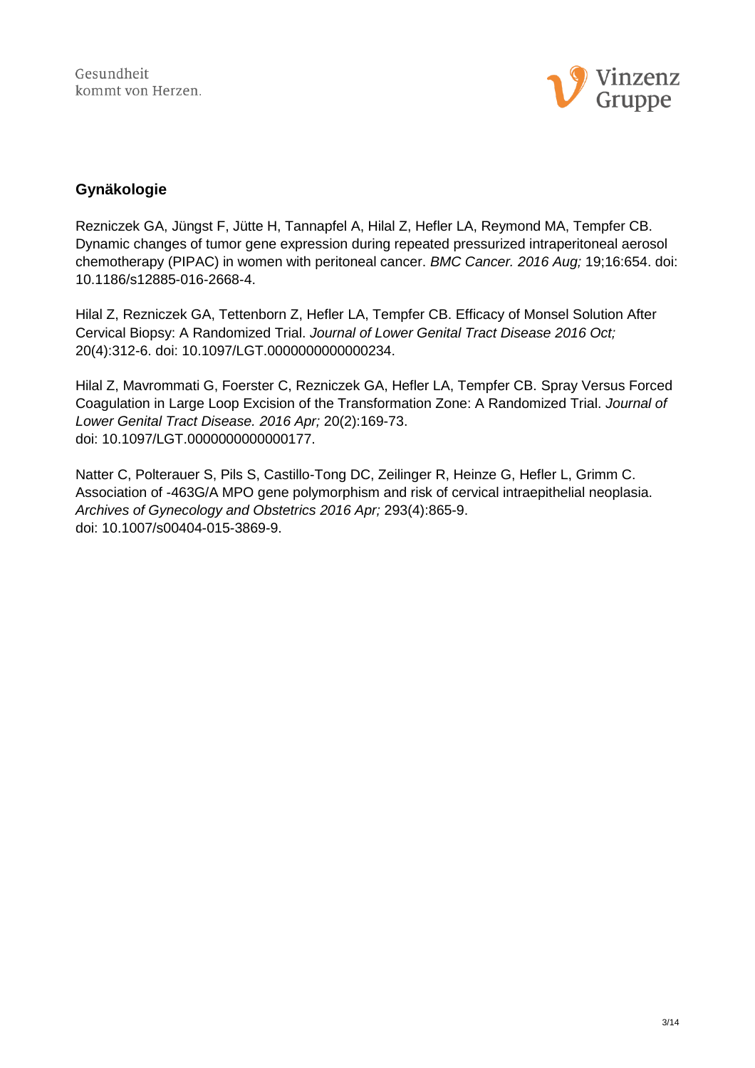## Gynäkologie

Rezniczek GA, Jüngst F, Jütte H, Tannapfel A, Hilal Z, Hefler LA, Reymond MA, Tempfer CB. Dynamic changes of tumor gene expression during repeated pressurized intraperitoneal aerosol chemotherapy (PIPAC) in women with peritoneal cancer. *BMC Cancer. 2016 Aug;* 19;16:654. doi: 10.1186/s12885-016-2668-4.

Hilal Z, Rezniczek GA, Tettenborn Z, Hefler LA, Tempfer CB. Efficacy of Monsel Solution After Cervical Biopsy: A Randomized Trial. *Journal of Lower Genital Tract Disease 2016 Oct;* 20(4):312-6. doi: 10.1097/LGT.0000000000000234.

Hilal Z, Mavrommati G, Foerster C, Rezniczek GA, Hefler LA, Tempfer CB. Spray Versus Forced Coagulation in Large Loop Excision of the Transformation Zone: A Randomized Trial. *Journal of Lower Genital Tract Disease. 2016 Apr;* 20(2):169-73.
doi: 10.1097/LGT.0000000000000177.

Natter C, Polterauer S, Pils S, Castillo-Tong DC, Zeilinger R, Heinze G, Hefler L, Grimm C. Association of -463G/A MPO gene polymorphism and risk of cervical intraepithelial neoplasia. *Archives of Gynecology and Obstetrics 2016 Apr;* 293(4):865-9.
doi: 10.1007/s00404-015-3869-9.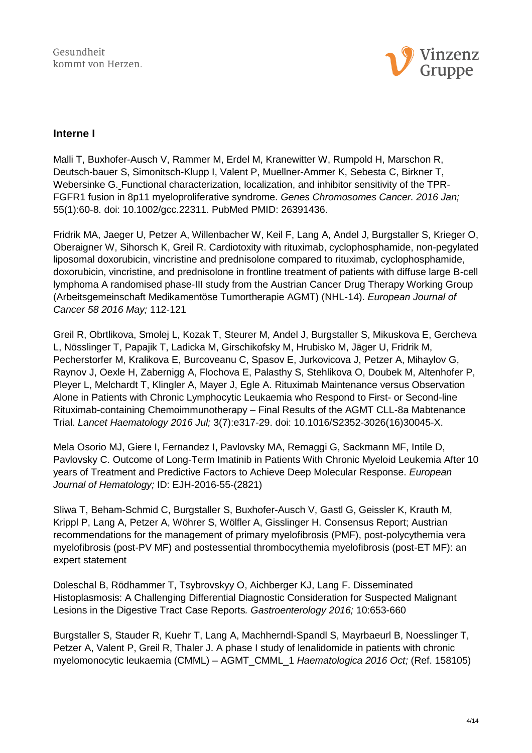## Interne I

Malli T, Buxhofer-Ausch V, Rammer M, Erdel M, Kranewitter W, Rumpold H, Marschon R, Deutsch-bauer S, Simonitsch-Klupp I, Valent P, Muellner-Ammer K, Sebesta C, Birkner T, Webersinke G. Functional characterization, localization, and inhibitor sensitivity of the TPR-FGFR1 fusion in 8p11 myeloproliferative syndrome. *Genes Chromosomes Cancer. 2016 Jan;* 55(1):60-8. doi: 10.1002/gcc.22311. PubMed PMID: 26391436.

Fridrik MA, Jaeger U, Petzer A, Willenbacher W, Keil F, Lang A, Andel J, Burgstaller S, Krieger O, Oberaigner W, Sihorsch K, Greil R. Cardiotoxity with rituximab, cyclophosphamide, non-pegylated liposomal doxorubicin, vincristine and prednisolone compared to rituximab, cyclophosphamide, doxorubicin, vincristine, and prednisolone in frontline treatment of patients with diffuse large B-cell lymphoma A randomised phase-III study from the Austrian Cancer Drug Therapy Working Group (Arbeitsgemeinschaft Medikamentöse Tumortherapie AGMT) (NHL-14). *European Journal of Cancer 58 2016 May;* 112-121

Greil R, Obrtlikova, Smolej L, Kozak T, Steurer M, Andel J, Burgstaller S, Mikuskova E, Gercheva L, Nösslinger T, Papajik T, Ladicka M, Girschikofsky M, Hrubisko M, Jäger U, Fridrik M, Pecherstorfer M, Kralikova E, Burcoveanu C, Spasov E, Jurkovicova J, Petzer A, Mihaylov G, Raynov J, Oexle H, Zabernigg A, Flochova E, Palasthy S, Stehlikova O, Doubek M, Altenhofer P, Pleyer L, Melchardt T, Klingler A, Mayer J, Egle A. Rituximab Maintenance versus Observation Alone in Patients with Chronic Lymphocytic Leukaemia who Respond to First- or Second-line Rituximab-containing Chemoimmunotherapy – Final Results of the AGMT CLL-8a Mabtenance Trial. *Lancet Haematology 2016 Jul;* 3(7):e317-29. doi: 10.1016/S2352-3026(16)30045-X.

Mela Osorio MJ, Giere I, Fernandez I, Pavlovsky MA, Remaggi G, Sackmann MF, Intile D, Pavlovsky C. Outcome of Long-Term Imatinib in Patients With Chronic Myeloid Leukemia After 10 years of Treatment and Predictive Factors to Achieve Deep Molecular Response. *European Journal of Hematology;* ID: EJH-2016-55-(2821)

Sliwa T, Beham-Schmid C, Burgstaller S, Buxhofer-Ausch V, Gastl G, Geissler K, Krauth M, Krippl P, Lang A, Petzer A, Wöhrer S, Wölfler A, Gisslinger H. Consensus Report; Austrian recommendations for the management of primary myelofibrosis (PMF), post-polycythemia vera myelofibrosis (post-PV MF) and postessential thrombocythemia myelofibrosis (post-ET MF): an expert statement

Doleschal B, Rödhammer T, Tsybrovskyy O, Aichberger KJ, Lang F. Disseminated Histoplasmosis: A Challenging Differential Diagnostic Consideration for Suspected Malignant Lesions in the Digestive Tract Case Reports*. Gastroenterology 2016;* 10:653-660

Burgstaller S, Stauder R, Kuehr T, Lang A, Machherndl-Spandl S, Mayrbaeurl B, Noesslinger T, Petzer A, Valent P, Greil R, Thaler J. A phase I study of lenalidomide in patients with chronic myelomonocytic leukaemia (CMML) – AGMT_CMML_1 *Haematologica 2016 Oct;* (Ref. 158105)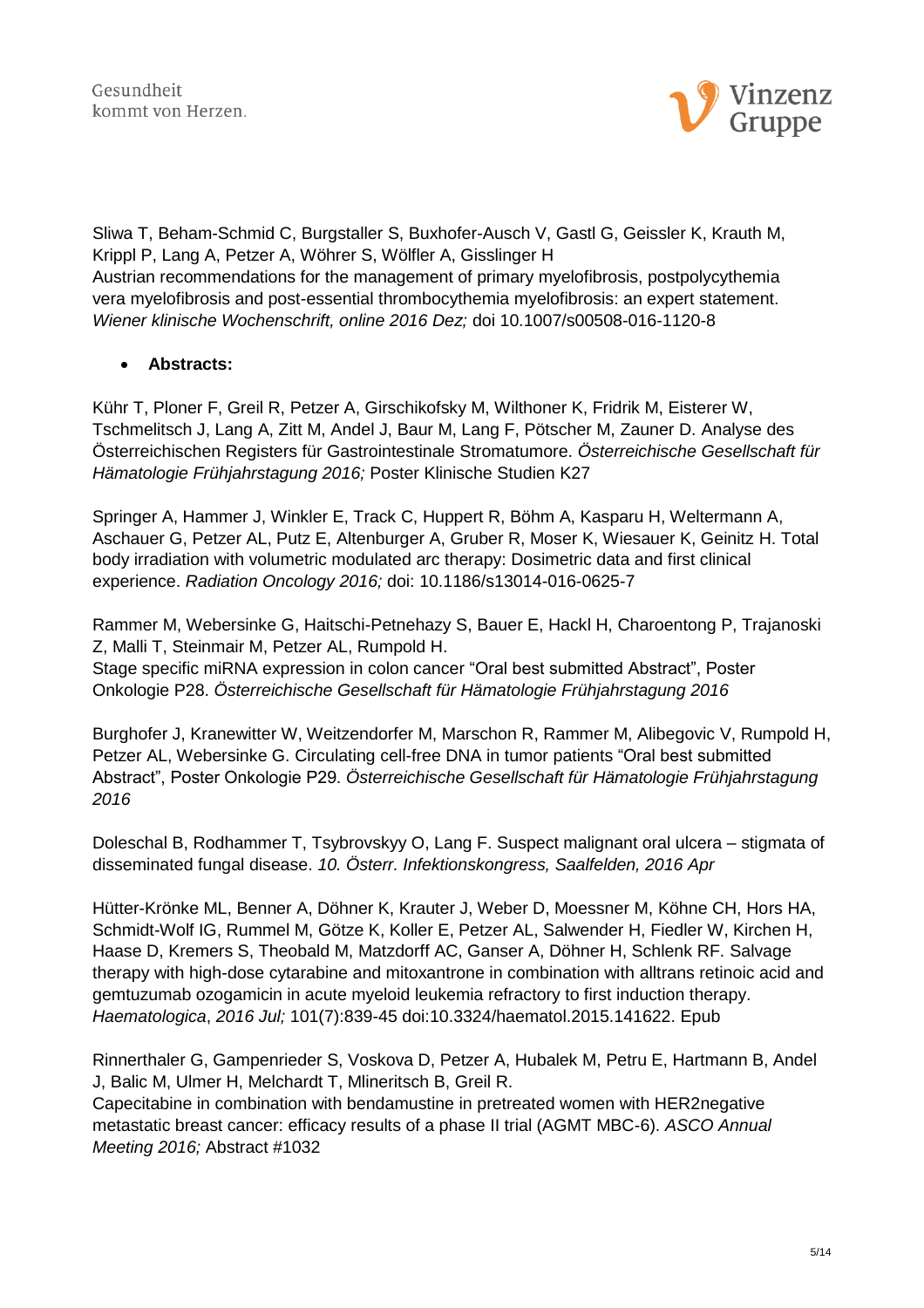Sliwa T, Beham-Schmid C, Burgstaller S, Buxhofer-Ausch V, Gastl G, Geissler K, Krauth M, Krippl P, Lang A, Petzer A, Wöhrer S, Wölfler A, Gisslinger H
Austrian recommendations for the management of primary myelofibrosis, postpolycythemia vera myelofibrosis and post-essential thrombocythemia myelofibrosis: an expert statement. *Wiener klinische Wochenschrift, online 2016 Dez;* doi 10.1007/s00508-016-1120-8

- **Abstracts:**

Kühr T, Ploner F, Greil R, Petzer A, Girschikofsky M, Wilthoner K, Fridrik M, Eisterer W, Tschmelitsch J, Lang A, Zitt M, Andel J, Baur M, Lang F, Pötscher M, Zauner D. Analyse des Österreichischen Registers für Gastrointestinale Stromatumore. *Österreichische Gesellschaft für Hämatologie Frühjahrstagung 2016;* Poster Klinische Studien K27

Springer A, Hammer J, Winkler E, Track C, Huppert R, Böhm A, Kasparu H, Weltermann A, Aschauer G, Petzer AL, Putz E, Altenburger A, Gruber R, Moser K, Wiesauer K, Geinitz H. Total body irradiation with volumetric modulated arc therapy: Dosimetric data and first clinical experience. *Radiation Oncology 2016;* doi: 10.1186/s13014-016-0625-7

Rammer M, Webersinke G, Haitschi-Petnehazy S, Bauer E, Hackl H, Charoentong P, Trajanoski Z, Malli T, Steinmair M, Petzer AL, Rumpold H.
Stage specific miRNA expression in colon cancer "Oral best submitted Abstract", Poster Onkologie P28. *Österreichische Gesellschaft für Hämatologie Frühjahrstagung 2016*

Burghofer J, Kranewitter W, Weitzendorfer M, Marschon R, Rammer M, Alibegovic V, Rumpold H, Petzer AL, Webersinke G. Circulating cell-free DNA in tumor patients "Oral best submitted Abstract", Poster Onkologie P29. *Österreichische Gesellschaft für Hämatologie Frühjahrstagung 2016*

Doleschal B, Rodhammer T, Tsybrovskyy O, Lang F. Suspect malignant oral ulcera – stigmata of disseminated fungal disease. *10. Österr. Infektionskongress, Saalfelden, 2016 Apr*

Hütter-Krönke ML, Benner A, Döhner K, Krauter J, Weber D, Moessner M, Köhne CH, Hors HA, Schmidt-Wolf IG, Rummel M, Götze K, Koller E, Petzer AL, Salwender H, Fiedler W, Kirchen H, Haase D, Kremers S, Theobald M, Matzdorff AC, Ganser A, Döhner H, Schlenk RF. Salvage therapy with high-dose cytarabine and mitoxantrone in combination with alltrans retinoic acid and gemtuzumab ozogamicin in acute myeloid leukemia refractory to first induction therapy. *Haematologica*, *2016 Jul;* 101(7):839-45 doi:10.3324/haematol.2015.141622. Epub

Rinnerthaler G, Gampenrieder S, Voskova D, Petzer A, Hubalek M, Petru E, Hartmann B, Andel J, Balic M, Ulmer H, Melchardt T, Mlineritsch B, Greil R.
Capecitabine in combination with bendamustine in pretreated women with HER2negative metastatic breast cancer: efficacy results of a phase II trial (AGMT MBC-6). *ASCO Annual Meeting 2016;* Abstract #1032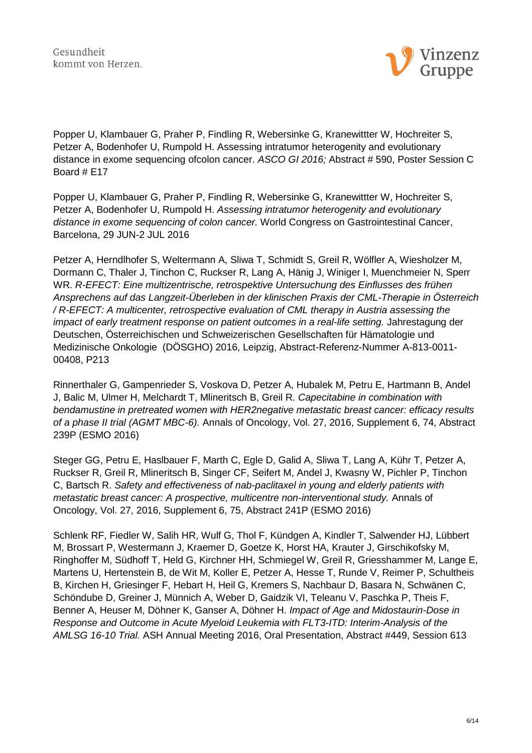Popper U, Klambauer G, Praher P, Findling R, Webersinke G, Kranewittter W, Hochreiter S, Petzer A, Bodenhofer U, Rumpold H. Assessing intratumor heterogenity and evolutionary distance in exome sequencing ofcolon cancer. *ASCO GI 2016;* Abstract # 590, Poster Session C Board # E17

Popper U, Klambauer G, Praher P, Findling R, Webersinke G, Kranewittter W, Hochreiter S, Petzer A, Bodenhofer U, Rumpold H. *Assessing intratumor heterogenity and evolutionary distance in exome sequencing of colon cancer.* World Congress on Gastrointestinal Cancer, Barcelona, 29 JUN-2 JUL 2016

Petzer A, Herndlhofer S, Weltermann A, Sliwa T, Schmidt S, Greil R, Wölfler A, Wiesholzer M, Dormann C, Thaler J, Tinchon C, Ruckser R, Lang A, Hänig J, Winiger I, Muenchmeier N, Sperr WR. *R-EFECT: Eine multizentrische, retrospektive Untersuchung des Einflusses des frühen Ansprechens auf das Langzeit-Überleben in der klinischen Praxis der CML-Therapie in Österreich / R-EFECT: A multicenter, retrospective evaluation of CML therapy in Austria assessing the impact of early treatment response on patient outcomes in a real-life setting.* Jahrestagung der Deutschen, Österreichischen und Schweizerischen Gesellschaften für Hämatologie und Medizinische Onkologie (DÖSGHO) 2016, Leipzig, Abstract-Referenz-Nummer A-813-0011-00408, P213

Rinnerthaler G, Gampenrieder S, Voskova D, Petzer A, Hubalek M, Petru E, Hartmann B, Andel J, Balic M, Ulmer H, Melchardt T, Mlineritsch B, Greil R. *Capecitabine in combination with bendamustine in pretreated women with HER2negative metastatic breast cancer: efficacy results of a phase II trial (AGMT MBC-6).* Annals of Oncology, Vol. 27, 2016, Supplement 6, 74, Abstract 239P (ESMO 2016)

Steger GG, Petru E, Haslbauer F, Marth C, Egle D, Galid A, Sliwa T, Lang A, Kühr T, Petzer A, Ruckser R, Greil R, Mlineritsch B, Singer CF, Seifert M, Andel J, Kwasny W, Pichler P, Tinchon C, Bartsch R. *Safety and effectiveness of nab-paclitaxel in young and elderly patients with metastatic breast cancer: A prospective, multicentre non-interventional study.* Annals of Oncology, Vol. 27, 2016, Supplement 6, 75, Abstract 241P (ESMO 2016)

Schlenk RF, Fiedler W, Salih HR, Wulf G, Thol F, Kündgen A, Kindler T, Salwender HJ, Lübbert M, Brossart P, Westermann J, Kraemer D, Goetze K, Horst HA, Krauter J, Girschikofsky M, Ringhoffer M, Südhoff T, Held G, Kirchner HH, Schmiegel W, Greil R, Griesshammer M, Lange E, Martens U, Hertenstein B, de Wit M, Koller E, Petzer A, Hesse T, Runde V, Reimer P, Schultheis B, Kirchen H, Griesinger F, Hebart H, Heil G, Kremers S, Nachbaur D, Basara N, Schwänen C, Schöndube D, Greiner J, Münnich A, Weber D, Gaidzik VI, Teleanu V, Paschka P, Theis F, Benner A, Heuser M, Döhner K, Ganser A, Döhner H. *Impact of Age and Midostaurin-Dose in Response and Outcome in Acute Myeloid Leukemia with FLT3-ITD: Interim-Analysis of the AMLSG 16-10 Trial.* ASH Annual Meeting 2016, Oral Presentation, Abstract #449, Session 613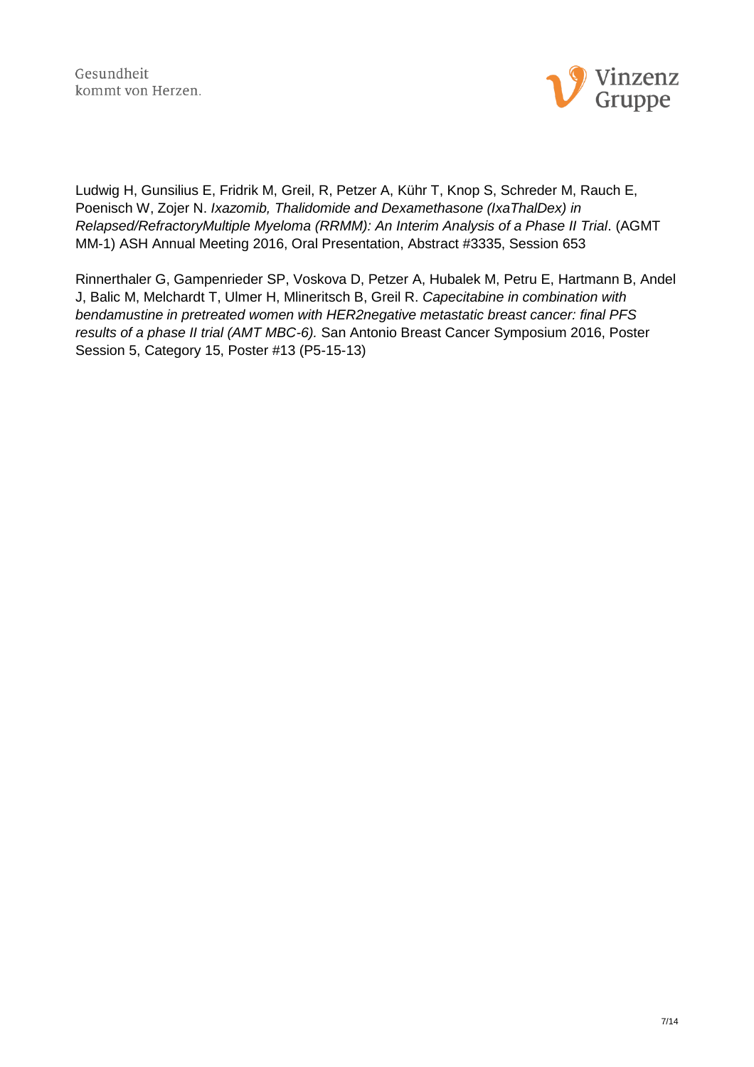Ludwig H, Gunsilius E, Fridrik M, Greil, R, Petzer A, Kühr T, Knop S, Schreder M, Rauch E, Poenisch W, Zojer N. *Ixazomib, Thalidomide and Dexamethasone (IxaThalDex) in Relapsed/RefractoryMultiple Myeloma (RRMM): An Interim Analysis of a Phase II Trial*. (AGMT MM-1) ASH Annual Meeting 2016, Oral Presentation, Abstract #3335, Session 653

Rinnerthaler G, Gampenrieder SP, Voskova D, Petzer A, Hubalek M, Petru E, Hartmann B, Andel J, Balic M, Melchardt T, Ulmer H, Mlineritsch B, Greil R. *Capecitabine in combination with bendamustine in pretreated women with HER2negative metastatic breast cancer: final PFS results of a phase II trial (AMT MBC-6).* San Antonio Breast Cancer Symposium 2016, Poster Session 5, Category 15, Poster #13 (P5-15-13)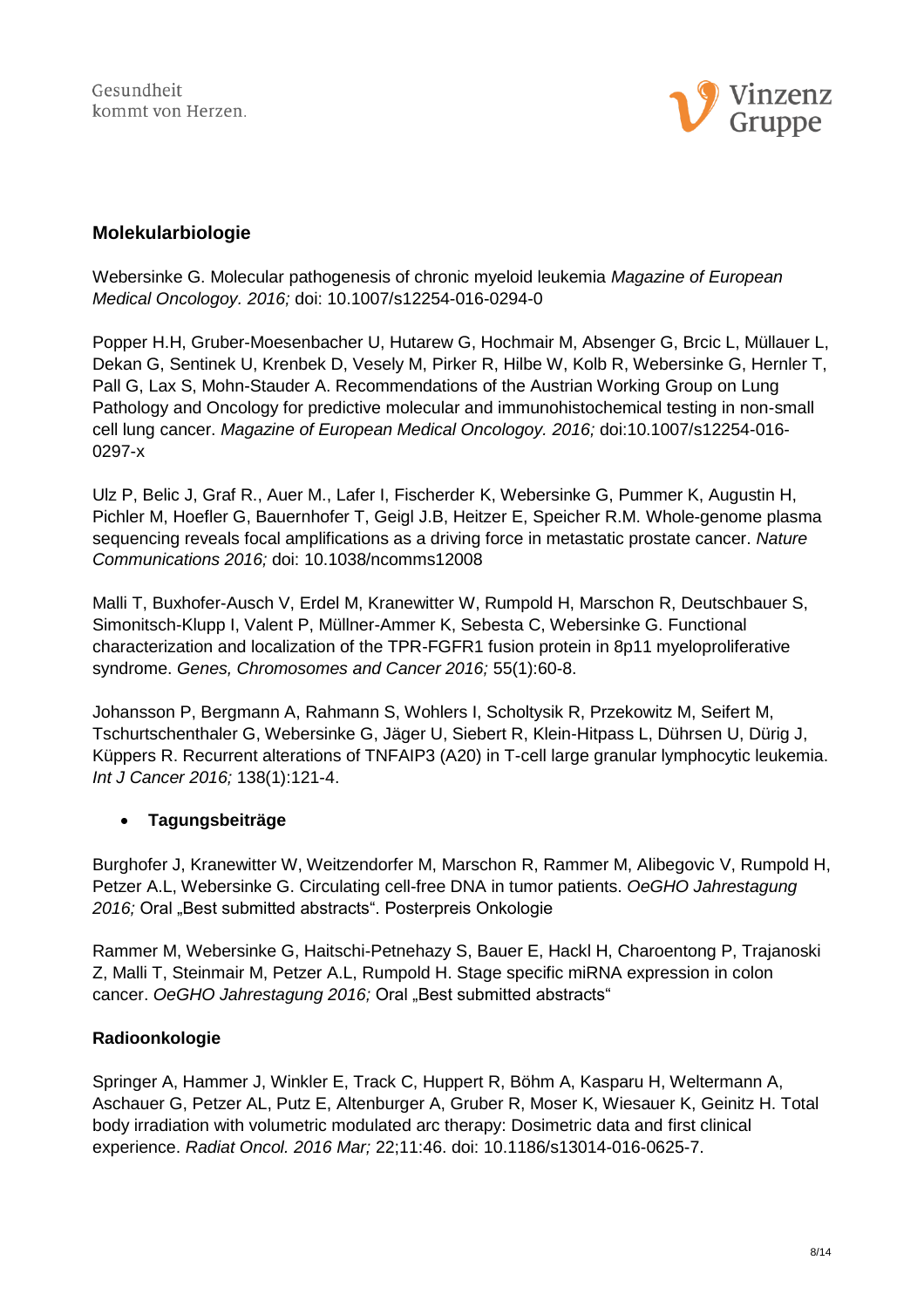## Molekularbiologie

Webersinke G. Molecular pathogenesis of chronic myeloid leukemia *Magazine of European Medical Oncologoy. 2016;* doi: 10.1007/s12254-016-0294-0

Popper H.H, Gruber-Moesenbacher U, Hutarew G, Hochmair M, Absenger G, Brcic L, Müllauer L, Dekan G, Sentinek U, Krenbek D, Vesely M, Pirker R, Hilbe W, Kolb R, Webersinke G, Hernler T, Pall G, Lax S, Mohn-Stauder A. Recommendations of the Austrian Working Group on Lung Pathology and Oncology for predictive molecular and immunohistochemical testing in non-small cell lung cancer. *Magazine of European Medical Oncologoy. 2016;* doi:10.1007/s12254-016-0297-x

Ulz P, Belic J, Graf R., Auer M., Lafer I, Fischerder K, Webersinke G, Pummer K, Augustin H, Pichler M, Hoefler G, Bauernhofer T, Geigl J.B, Heitzer E, Speicher R.M. Whole-genome plasma sequencing reveals focal amplifications as a driving force in metastatic prostate cancer. *Nature Communications 2016;* doi: 10.1038/ncomms12008

Malli T, Buxhofer-Ausch V, Erdel M, Kranewitter W, Rumpold H, Marschon R, Deutschbauer S, Simonitsch-Klupp I, Valent P, Müllner-Ammer K, Sebesta C, Webersinke G. Functional characterization and localization of the TPR-FGFR1 fusion protein in 8p11 myeloproliferative syndrome. *Genes, Chromosomes and Cancer 2016;* 55(1):60-8.

Johansson P, Bergmann A, Rahmann S, Wohlers I, Scholtysik R, Przekowitz M, Seifert M, Tschurtschenthaler G, Webersinke G, Jäger U, Siebert R, Klein-Hitpass L, Dührsen U, Dürig J, Küppers R. Recurrent alterations of TNFAIP3 (A20) in T-cell large granular lymphocytic leukemia. *Int J Cancer 2016;* 138(1):121-4.

- **Tagungsbeiträge**

Burghofer J, Kranewitter W, Weitzendorfer M, Marschon R, Rammer M, Alibegovic V, Rumpold H, Petzer A.L, Webersinke G. Circulating cell-free DNA in tumor patients. *OeGHO Jahrestagung 2016;* Oral „Best submitted abstracts“. Posterpreis Onkologie

Rammer M, Webersinke G, Haitschi-Petnehazy S, Bauer E, Hackl H, Charoentong P, Trajanoski Z, Malli T, Steinmair M, Petzer A.L, Rumpold H. Stage specific miRNA expression in colon cancer. *OeGHO Jahrestagung 2016;* Oral „Best submitted abstracts“

## Radioonkologie

Springer A, Hammer J, Winkler E, Track C, Huppert R, Böhm A, Kasparu H, Weltermann A, Aschauer G, Petzer AL, Putz E, Altenburger A, Gruber R, Moser K, Wiesauer K, Geinitz H. Total body irradiation with volumetric modulated arc therapy: Dosimetric data and first clinical experience. *Radiat Oncol. 2016 Mar;* 22;11:46. doi: 10.1186/s13014-016-0625-7.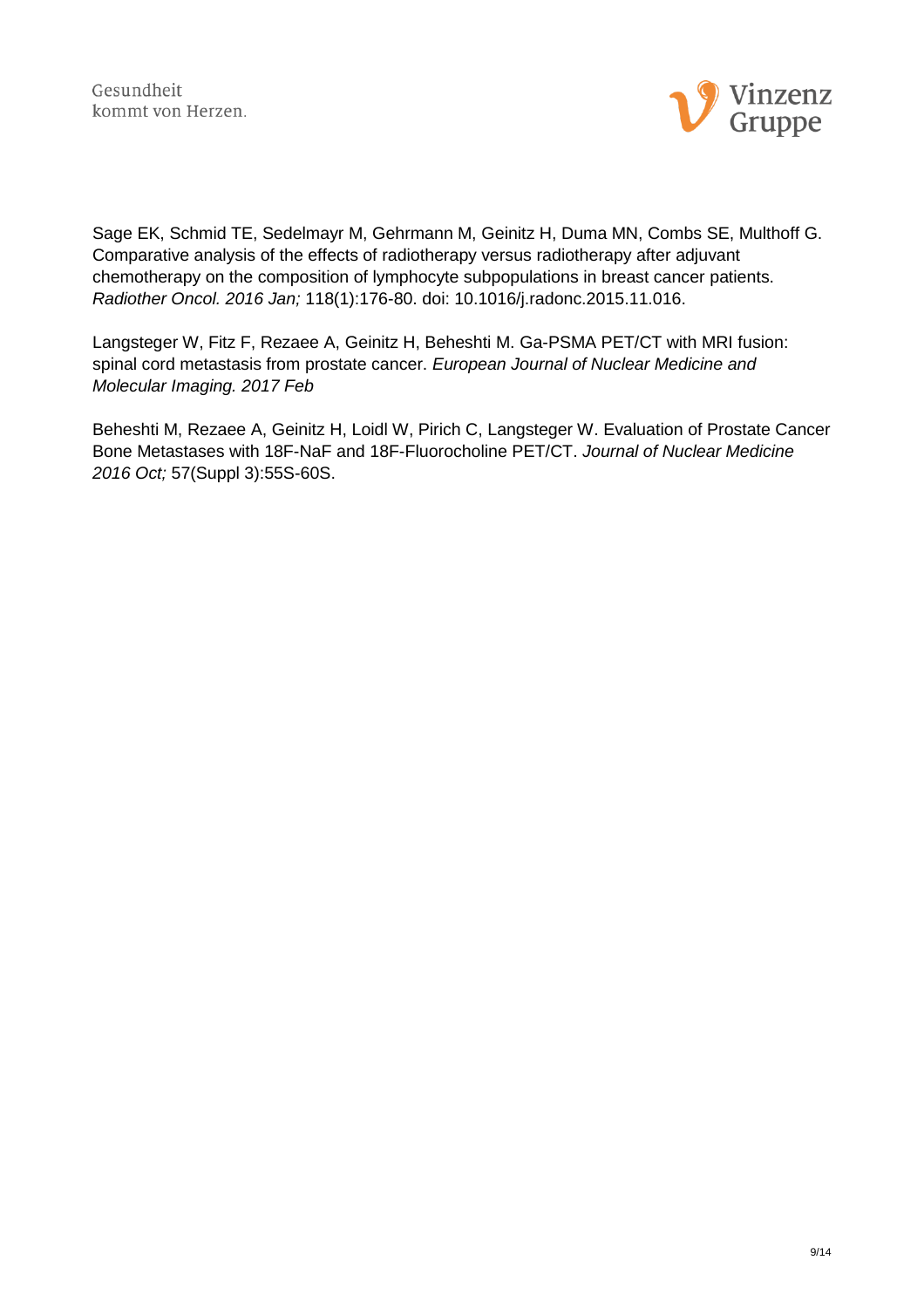Sage EK, Schmid TE, Sedelmayr M, Gehrmann M, Geinitz H, Duma MN, Combs SE, Multhoff G. Comparative analysis of the effects of radiotherapy versus radiotherapy after adjuvant chemotherapy on the composition of lymphocyte subpopulations in breast cancer patients. *Radiother Oncol. 2016 Jan;* 118(1):176-80. doi: 10.1016/j.radonc.2015.11.016.

Langsteger W, Fitz F, Rezaee A, Geinitz H, Beheshti M. Ga-PSMA PET/CT with MRI fusion: spinal cord metastasis from prostate cancer. *European Journal of Nuclear Medicine and Molecular Imaging. 2017 Feb*

Beheshti M, Rezaee A, Geinitz H, Loidl W, Pirich C, Langsteger W. Evaluation of Prostate Cancer Bone Metastases with 18F-NaF and 18F-Fluorocholine PET/CT. *Journal of Nuclear Medicine 2016 Oct;* 57(Suppl 3):55S-60S.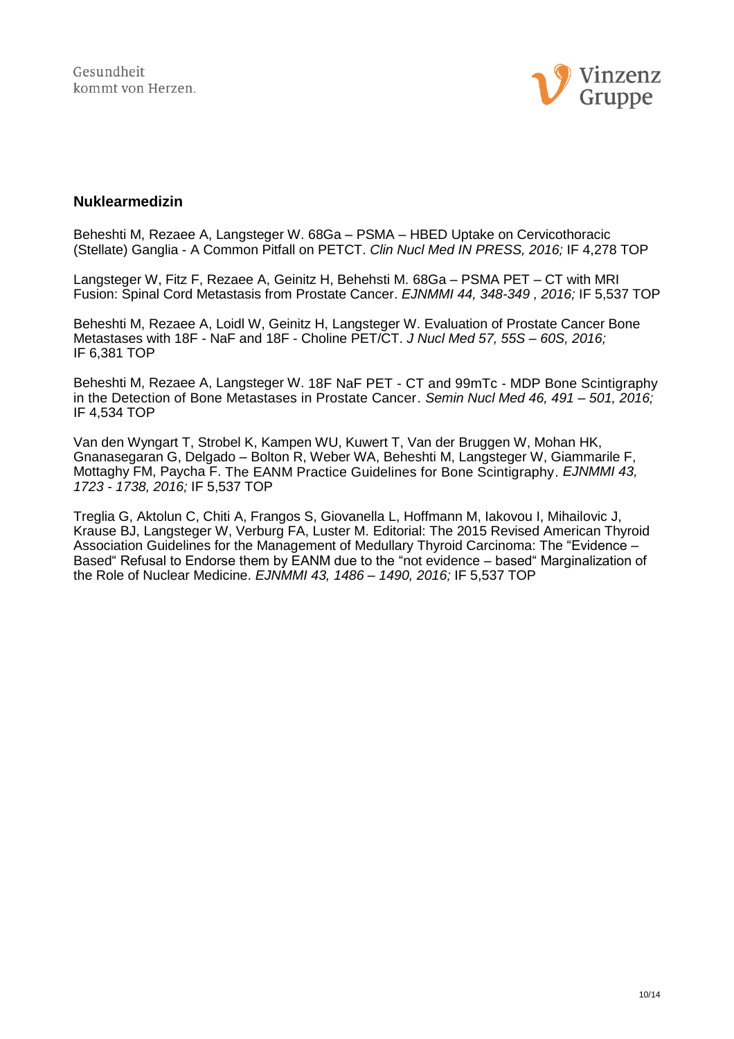## Nuklearmedizin

Beheshti M, Rezaee A, Langsteger W. 68Ga – PSMA – HBED Uptake on Cervicothoracic (Stellate) Ganglia - A Common Pitfall on PETCT. *Clin Nucl Med IN PRESS, 2016;* IF 4,278 TOP

Langsteger W, Fitz F, Rezaee A, Geinitz H, Behehsti M. 68Ga – PSMA PET – CT with MRI Fusion: Spinal Cord Metastasis from Prostate Cancer. *EJNMMI 44, 348-349 , 2016;* IF 5,537 TOP

Beheshti M, Rezaee A, Loidl W, Geinitz H, Langsteger W. Evaluation of Prostate Cancer Bone Metastases with 18F - NaF and 18F - Choline PET/CT. *J Nucl Med 57, 55S – 60S, 2016;* IF 6,381 TOP

Beheshti M, Rezaee A, Langsteger W. 18F NaF PET - CT and 99mTc - MDP Bone Scintigraphy in the Detection of Bone Metastases in Prostate Cancer. *Semin Nucl Med 46, 491 – 501, 2016;* IF 4,534 TOP

Van den Wyngart T, Strobel K, Kampen WU, Kuwert T, Van der Bruggen W, Mohan HK, Gnanasegaran G, Delgado – Bolton R, Weber WA, Beheshti M, Langsteger W, Giammarile F, Mottaghy FM, Paycha F. The EANM Practice Guidelines for Bone Scintigraphy. *EJNMMI 43, 1723 - 1738, 2016;* IF 5,537 TOP

Treglia G, Aktolun C, Chiti A, Frangos S, Giovanella L, Hoffmann M, Iakovou I, Mihailovic J, Krause BJ, Langsteger W, Verburg FA, Luster M. Editorial: The 2015 Revised American Thyroid Association Guidelines for the Management of Medullary Thyroid Carcinoma: The "Evidence – Based" Refusal to Endorse them by EANM due to the "not evidence – based" Marginalization of the Role of Nuclear Medicine. *EJNMMI 43, 1486 – 1490, 2016;* IF 5,537 TOP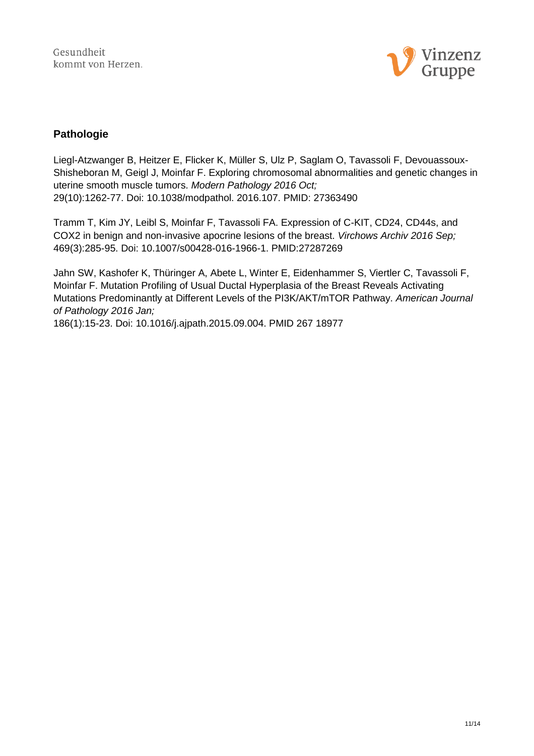## Pathologie

Liegl-Atzwanger B, Heitzer E, Flicker K, Müller S, Ulz P, Saglam O, Tavassoli F, Devouassoux-Shisheboran M, Geigl J, Moinfar F. Exploring chromosomal abnormalities and genetic changes in uterine smooth muscle tumors. *Modern Pathology 2016 Oct;* 29(10):1262-77. Doi: 10.1038/modpathol. 2016.107. PMID: 27363490

Tramm T, Kim JY, Leibl S, Moinfar F, Tavassoli FA. Expression of C-KIT, CD24, CD44s, and COX2 in benign and non-invasive apocrine lesions of the breast. *Virchows Archiv 2016 Sep;* 469(3):285-95. Doi: 10.1007/s00428-016-1966-1. PMID:27287269

Jahn SW, Kashofer K, Thüringer A, Abete L, Winter E, Eidenhammer S, Viertler C, Tavassoli F, Moinfar F. Mutation Profiling of Usual Ductal Hyperplasia of the Breast Reveals Activating Mutations Predominantly at Different Levels of the PI3K/AKT/mTOR Pathway. *American Journal of Pathology 2016 Jan;* 186(1):15-23. Doi: 10.1016/j.ajpath.2015.09.004. PMID 267 18977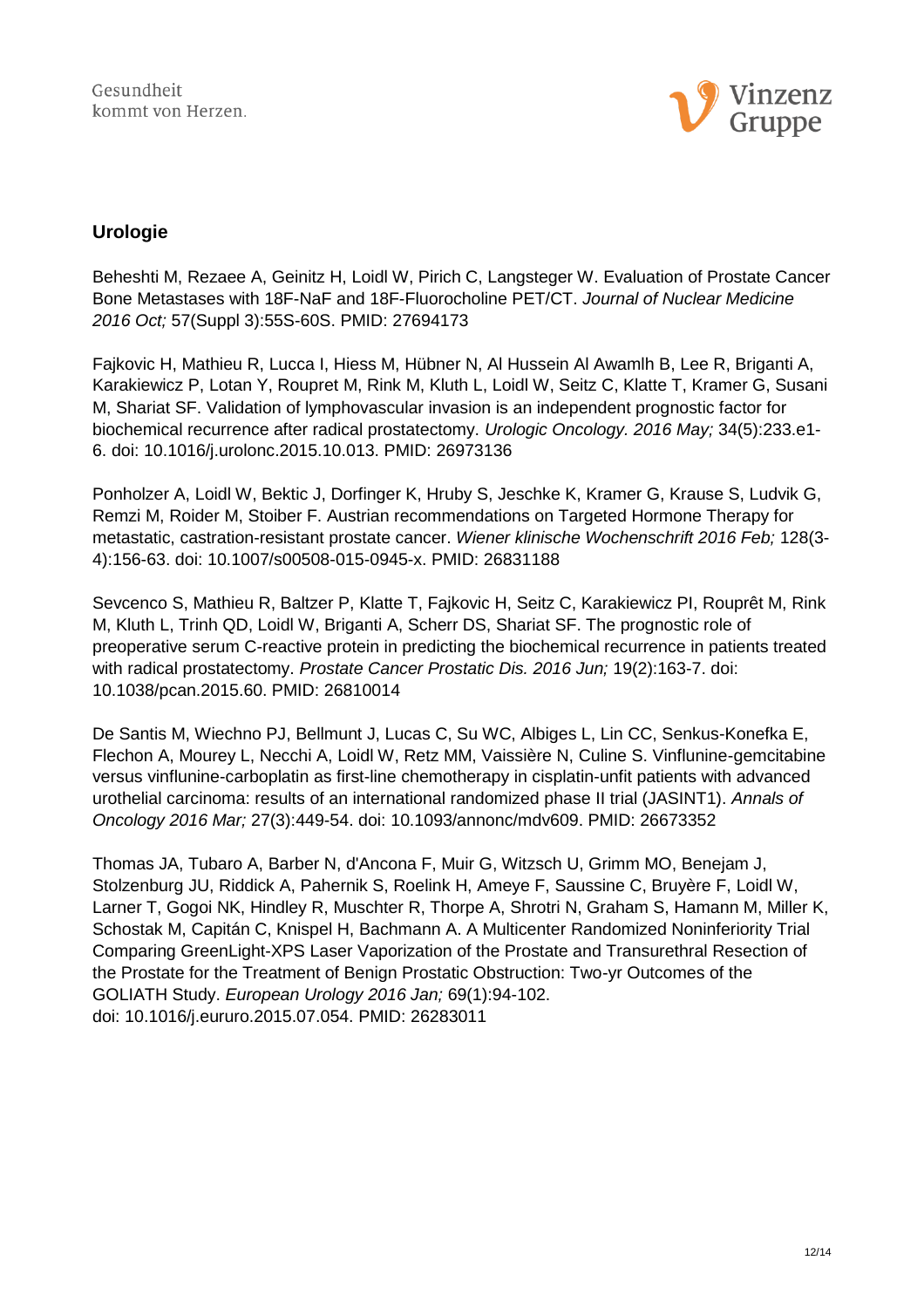## Urologie

Beheshti M, Rezaee A, Geinitz H, Loidl W, Pirich C, Langsteger W. Evaluation of Prostate Cancer Bone Metastases with 18F-NaF and 18F-Fluorocholine PET/CT. *Journal of Nuclear Medicine 2016 Oct;* 57(Suppl 3):55S-60S. PMID: 27694173

Fajkovic H, Mathieu R, Lucca I, Hiess M, Hübner N, Al Hussein Al Awamlh B, Lee R, Briganti A, Karakiewicz P, Lotan Y, Roupret M, Rink M, Kluth L, Loidl W, Seitz C, Klatte T, Kramer G, Susani M, Shariat SF. Validation of lymphovascular invasion is an independent prognostic factor for biochemical recurrence after radical prostatectomy. *Urologic Oncology. 2016 May;* 34(5):233.e1-6. doi: 10.1016/j.urolonc.2015.10.013. PMID: 26973136

Ponholzer A, Loidl W, Bektic J, Dorfinger K, Hruby S, Jeschke K, Kramer G, Krause S, Ludvik G, Remzi M, Roider M, Stoiber F. Austrian recommendations on Targeted Hormone Therapy for metastatic, castration-resistant prostate cancer. *Wiener klinische Wochenschrift 2016 Feb;* 128(3-4):156-63. doi: 10.1007/s00508-015-0945-x. PMID: 26831188

Sevcenco S, Mathieu R, Baltzer P, Klatte T, Fajkovic H, Seitz C, Karakiewicz PI, Rouprêt M, Rink M, Kluth L, Trinh QD, Loidl W, Briganti A, Scherr DS, Shariat SF. The prognostic role of preoperative serum C-reactive protein in predicting the biochemical recurrence in patients treated with radical prostatectomy. *Prostate Cancer Prostatic Dis. 2016 Jun;* 19(2):163-7. doi: 10.1038/pcan.2015.60. PMID: 26810014

De Santis M, Wiechno PJ, Bellmunt J, Lucas C, Su WC, Albiges L, Lin CC, Senkus-Konefka E, Flechon A, Mourey L, Necchi A, Loidl W, Retz MM, Vaissière N, Culine S. Vinflunine-gemcitabine versus vinflunine-carboplatin as first-line chemotherapy in cisplatin-unfit patients with advanced urothelial carcinoma: results of an international randomized phase II trial (JASINT1). *Annals of Oncology 2016 Mar;* 27(3):449-54. doi: 10.1093/annonc/mdv609. PMID: 26673352

Thomas JA, Tubaro A, Barber N, d'Ancona F, Muir G, Witzsch U, Grimm MO, Benejam J, Stolzenburg JU, Riddick A, Pahernik S, Roelink H, Ameye F, Saussine C, Bruyère F, Loidl W, Larner T, Gogoi NK, Hindley R, Muschter R, Thorpe A, Shrotri N, Graham S, Hamann M, Miller K, Schostak M, Capitán C, Knispel H, Bachmann A. A Multicenter Randomized Noninferiority Trial Comparing GreenLight-XPS Laser Vaporization of the Prostate and Transurethral Resection of the Prostate for the Treatment of Benign Prostatic Obstruction: Two-yr Outcomes of the GOLIATH Study. *European Urology 2016 Jan;* 69(1):94-102. doi: 10.1016/j.eururo.2015.07.054. PMID: 26283011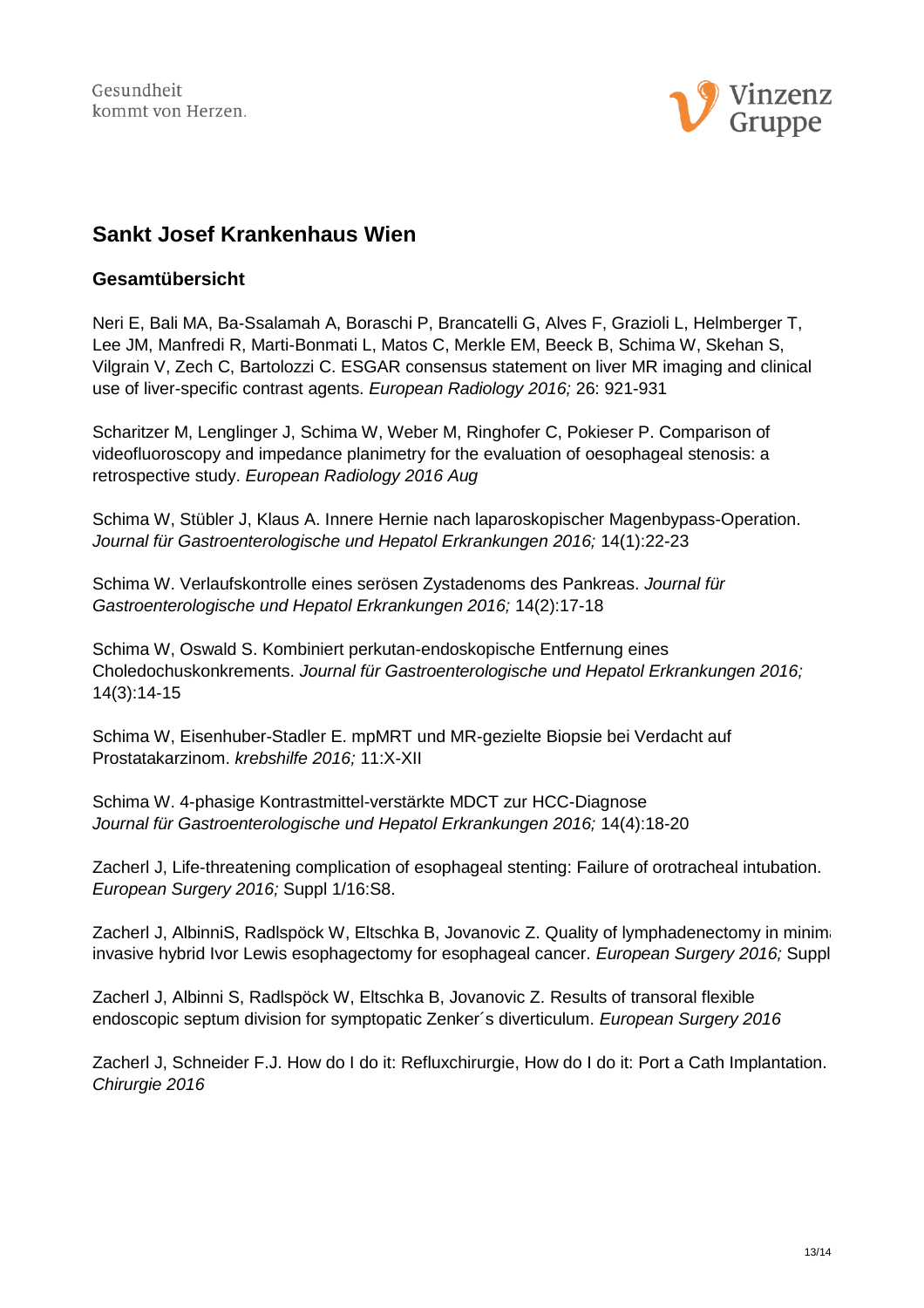## Sankt Josef Krankenhaus Wien

### Gesamtübersicht

Neri E, Bali MA, Ba-Ssalamah A, Boraschi P, Brancatelli G, Alves F, Grazioli L, Helmberger T, Lee JM, Manfredi R, Marti-Bonmati L, Matos C, Merkle EM, Beeck B, Schima W, Skehan S, Vilgrain V, Zech C, Bartolozzi C. ESGAR consensus statement on liver MR imaging and clinical use of liver-specific contrast agents. *European Radiology 2016;* 26: 921-931

Scharitzer M, Lenglinger J, Schima W, Weber M, Ringhofer C, Pokieser P. Comparison of videofluoroscopy and impedance planimetry for the evaluation of oesophageal stenosis: a retrospective study. *European Radiology 2016 Aug*

Schima W, Stübler J, Klaus A. Innere Hernie nach laparoskopischer Magenbypass-Operation. *Journal für Gastroenterologische und Hepatol Erkrankungen 2016;* 14(1):22-23

Schima W. Verlaufskontrolle eines serösen Zystadenoms des Pankreas. *Journal für Gastroenterologische und Hepatol Erkrankungen 2016;* 14(2):17-18

Schima W, Oswald S. Kombiniert perkutan-endoskopische Entfernung eines Choledochuskonkrements. *Journal für Gastroenterologische und Hepatol Erkrankungen 2016;* 14(3):14-15

Schima W, Eisenhuber-Stadler E. mpMRT und MR-gezielte Biopsie bei Verdacht auf Prostatakarzinom. *krebshilfe 2016;* 11:X-XII

Schima W. 4-phasige Kontrastmittel-verstärkte MDCT zur HCC-Diagnose *Journal für Gastroenterologische und Hepatol Erkrankungen 2016;* 14(4):18-20

Zacherl J, Life-threatening complication of esophageal stenting: Failure of orotracheal intubation. *European Surgery 2016;* Suppl 1/16:S8.

Zacherl J, AlbinniS, Radlspöck W, Eltschka B, Jovanovic Z. Quality of lymphadenectomy in minima invasive hybrid Ivor Lewis esophagectomy for esophageal cancer. *European Surgery 2016;* Suppl

Zacherl J, Albinni S, Radlspöck W, Eltschka B, Jovanovic Z. Results of transoral flexible endoscopic septum division for symptopatic Zenker´s diverticulum. *European Surgery 2016*

Zacherl J, Schneider F.J. How do I do it: Refluxchirurgie, How do I do it: Port a Cath Implantation. *Chirurgie 2016*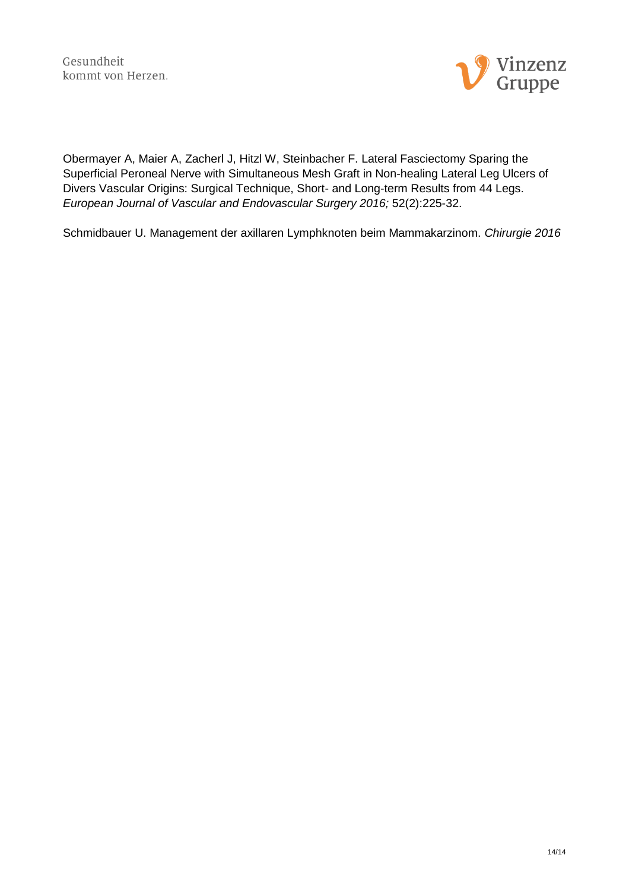Obermayer A, Maier A, Zacherl J, Hitzl W, Steinbacher F. Lateral Fasciectomy Sparing the Superficial Peroneal Nerve with Simultaneous Mesh Graft in Non-healing Lateral Leg Ulcers of Divers Vascular Origins: Surgical Technique, Short- and Long-term Results from 44 Legs. *European Journal of Vascular and Endovascular Surgery 2016;* 52(2):225-32.

Schmidbauer U. Management der axillaren Lymphknoten beim Mammakarzinom. *Chirurgie 2016*